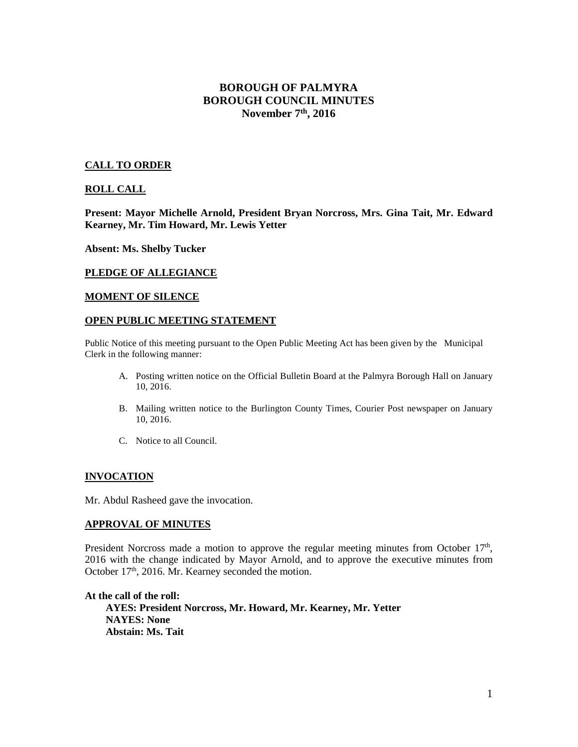# BOROUGH OF PALMYRA
# BOROUGH COUNCIL MINUTES
# November 7th, 2016

## CALL TO ORDER

## ROLL CALL

**Present: Mayor Michelle Arnold, President Bryan Norcross, Mrs. Gina Tait, Mr. Edward Kearney, Mr. Tim Howard, Mr. Lewis Yetter**

**Absent: Ms. Shelby Tucker**

## PLEDGE OF ALLEGIANCE

## MOMENT OF SILENCE

## OPEN PUBLIC MEETING STATEMENT

Public Notice of this meeting pursuant to the Open Public Meeting Act has been given by the Municipal Clerk in the following manner:

A. Posting written notice on the Official Bulletin Board at the Palmyra Borough Hall on January 10, 2016.

B. Mailing written notice to the Burlington County Times, Courier Post newspaper on January 10, 2016.

C. Notice to all Council.

## INVOCATION

Mr. Abdul Rasheed gave the invocation.

## APPROVAL OF MINUTES

President Norcross made a motion to approve the regular meeting minutes from October 17th, 2016 with the change indicated by Mayor Arnold, and to approve the executive minutes from October 17th, 2016. Mr. Kearney seconded the motion.

**At the call of the roll:**

**AYES: President Norcross, Mr. Howard, Mr. Kearney, Mr. Yetter**
**NAYES: None**
**Abstain: Ms. Tait**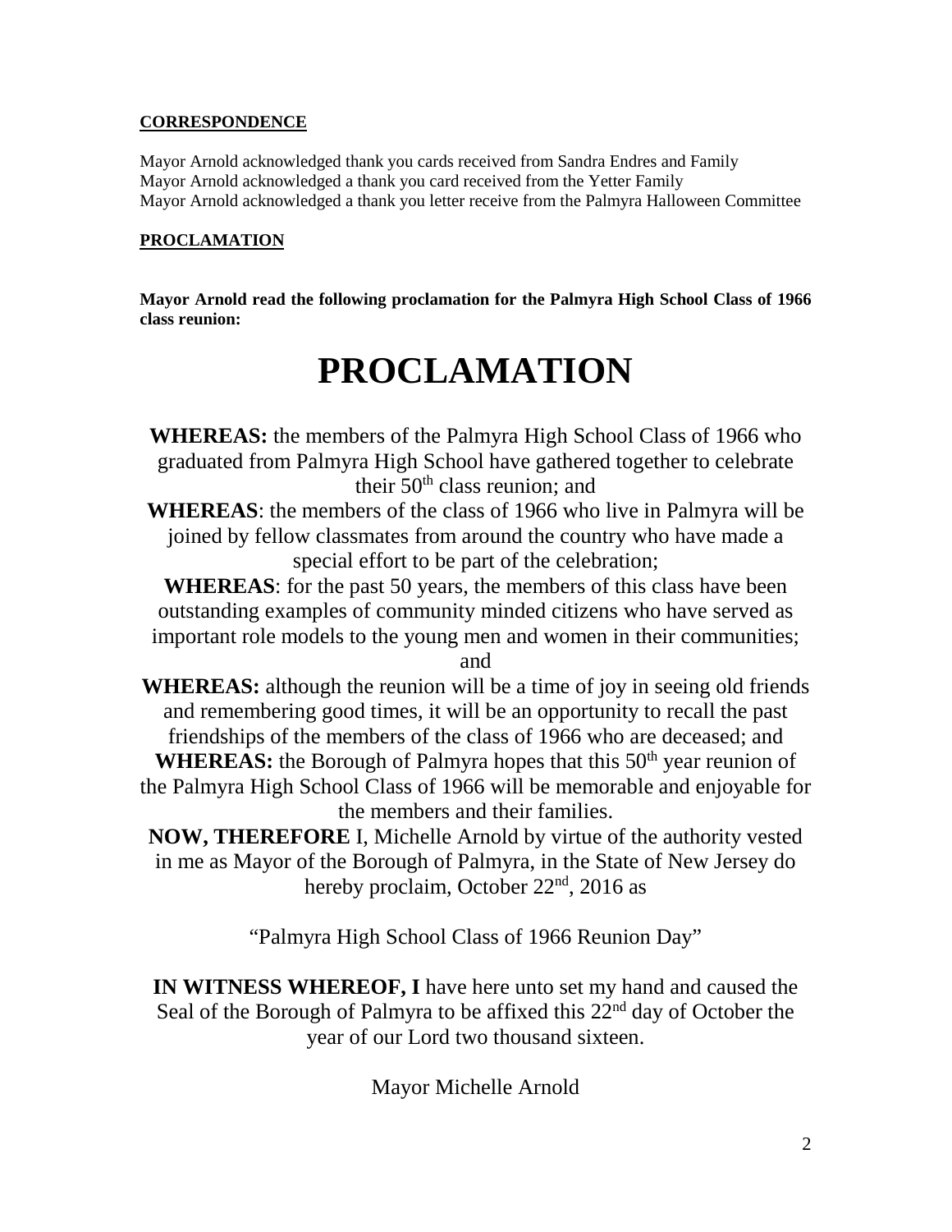**CORRESPONDENCE**

Mayor Arnold acknowledged thank you cards received from Sandra Endres and Family
Mayor Arnold acknowledged a thank you card received from the Yetter Family
Mayor Arnold acknowledged a thank you letter receive from the Palmyra Halloween Committee

**PROCLAMATION**

**Mayor Arnold read the following proclamation for the Palmyra High School Class of 1966 class reunion:**

# PROCLAMATION

**WHEREAS:** the members of the Palmyra High School Class of 1966 who graduated from Palmyra High School have gathered together to celebrate their 50th class reunion; and

**WHEREAS**: the members of the class of 1966 who live in Palmyra will be joined by fellow classmates from around the country who have made a special effort to be part of the celebration;

**WHEREAS**: for the past 50 years, the members of this class have been outstanding examples of community minded citizens who have served as important role models to the young men and women in their communities; and

**WHEREAS:** although the reunion will be a time of joy in seeing old friends and remembering good times, it will be an opportunity to recall the past friendships of the members of the class of 1966 who are deceased; and

**WHEREAS:** the Borough of Palmyra hopes that this 50th year reunion of the Palmyra High School Class of 1966 will be memorable and enjoyable for the members and their families.

**NOW, THEREFORE** I, Michelle Arnold by virtue of the authority vested in me as Mayor of the Borough of Palmyra, in the State of New Jersey do hereby proclaim, October 22nd, 2016 as

"Palmyra High School Class of 1966 Reunion Day"

**IN WITNESS WHEREOF, I** have here unto set my hand and caused the Seal of the Borough of Palmyra to be affixed this 22nd day of October the year of our Lord two thousand sixteen.

Mayor Michelle Arnold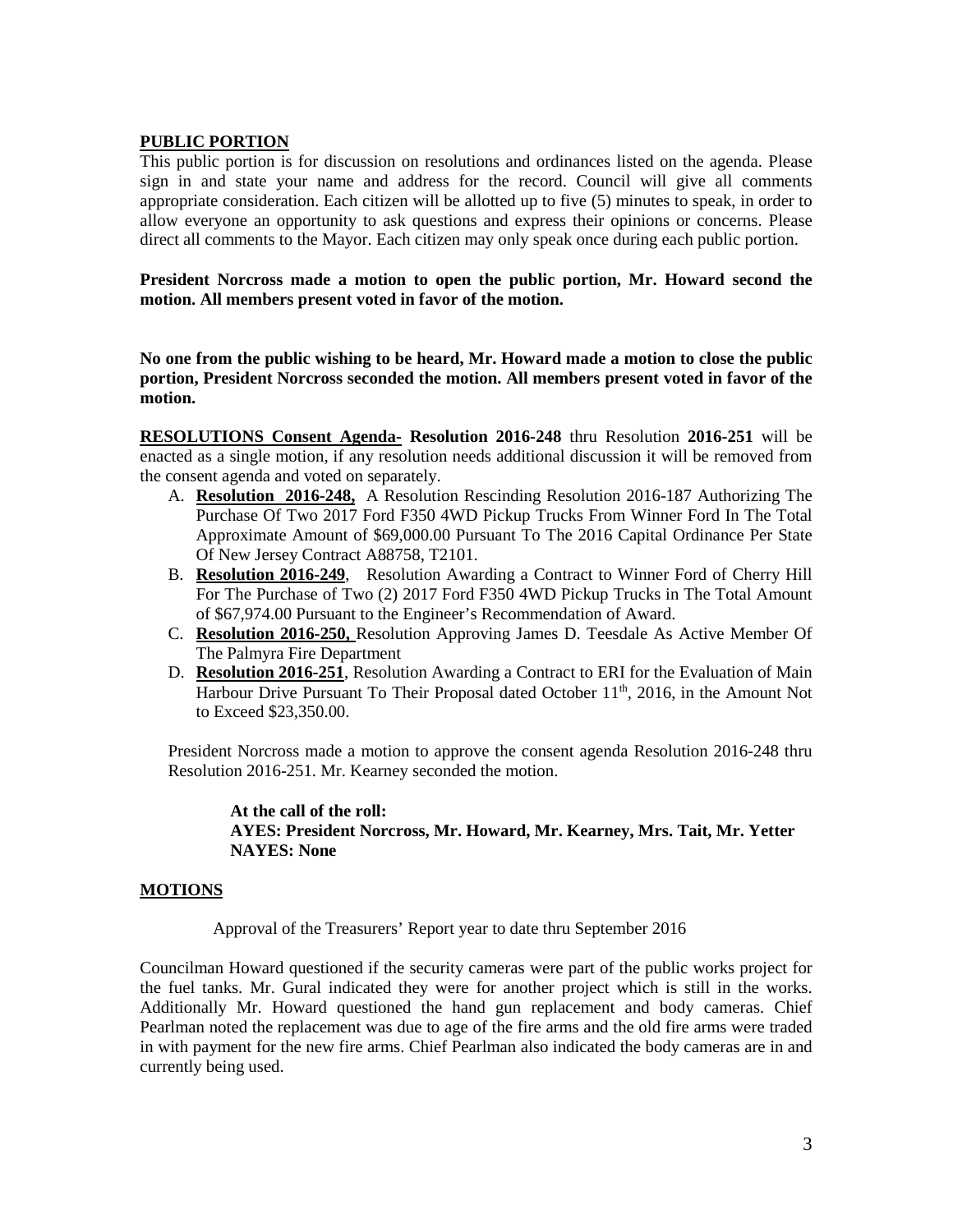## PUBLIC PORTION

This public portion is for discussion on resolutions and ordinances listed on the agenda. Please sign in and state your name and address for the record. Council will give all comments appropriate consideration. Each citizen will be allotted up to five (5) minutes to speak, in order to allow everyone an opportunity to ask questions and express their opinions or concerns. Please direct all comments to the Mayor. Each citizen may only speak once during each public portion.

**President Norcross made a motion to open the public portion, Mr. Howard second the motion. All members present voted in favor of the motion.**

**No one from the public wishing to be heard, Mr. Howard made a motion to close the public portion, President Norcross seconded the motion. All members present voted in favor of the motion.**

**RESOLUTIONS Consent Agenda- Resolution 2016-248** thru Resolution **2016-251** will be enacted as a single motion, if any resolution needs additional discussion it will be removed from the consent agenda and voted on separately.

A. **Resolution 2016-248,** A Resolution Rescinding Resolution 2016-187 Authorizing The Purchase Of Two 2017 Ford F350 4WD Pickup Trucks From Winner Ford In The Total Approximate Amount of $69,000.00 Pursuant To The 2016 Capital Ordinance Per State Of New Jersey Contract A88758, T2101.
B. **Resolution 2016-249**, Resolution Awarding a Contract to Winner Ford of Cherry Hill For The Purchase of Two (2) 2017 Ford F350 4WD Pickup Trucks in The Total Amount of $67,974.00 Pursuant to the Engineer's Recommendation of Award.
C. **Resolution 2016-250,** Resolution Approving James D. Teesdale As Active Member Of The Palmyra Fire Department
D. **Resolution 2016-251**, Resolution Awarding a Contract to ERI for the Evaluation of Main Harbour Drive Pursuant To Their Proposal dated October 11th, 2016, in the Amount Not to Exceed $23,350.00.

President Norcross made a motion to approve the consent agenda Resolution 2016-248 thru Resolution 2016-251. Mr. Kearney seconded the motion.

**At the call of the roll:**
**AYES: President Norcross, Mr. Howard, Mr. Kearney, Mrs. Tait, Mr. Yetter**
**NAYES: None**

## MOTIONS

Approval of the Treasurers' Report year to date thru September 2016

Councilman Howard questioned if the security cameras were part of the public works project for the fuel tanks. Mr. Gural indicated they were for another project which is still in the works. Additionally Mr. Howard questioned the hand gun replacement and body cameras. Chief Pearlman noted the replacement was due to age of the fire arms and the old fire arms were traded in with payment for the new fire arms. Chief Pearlman also indicated the body cameras are in and currently being used.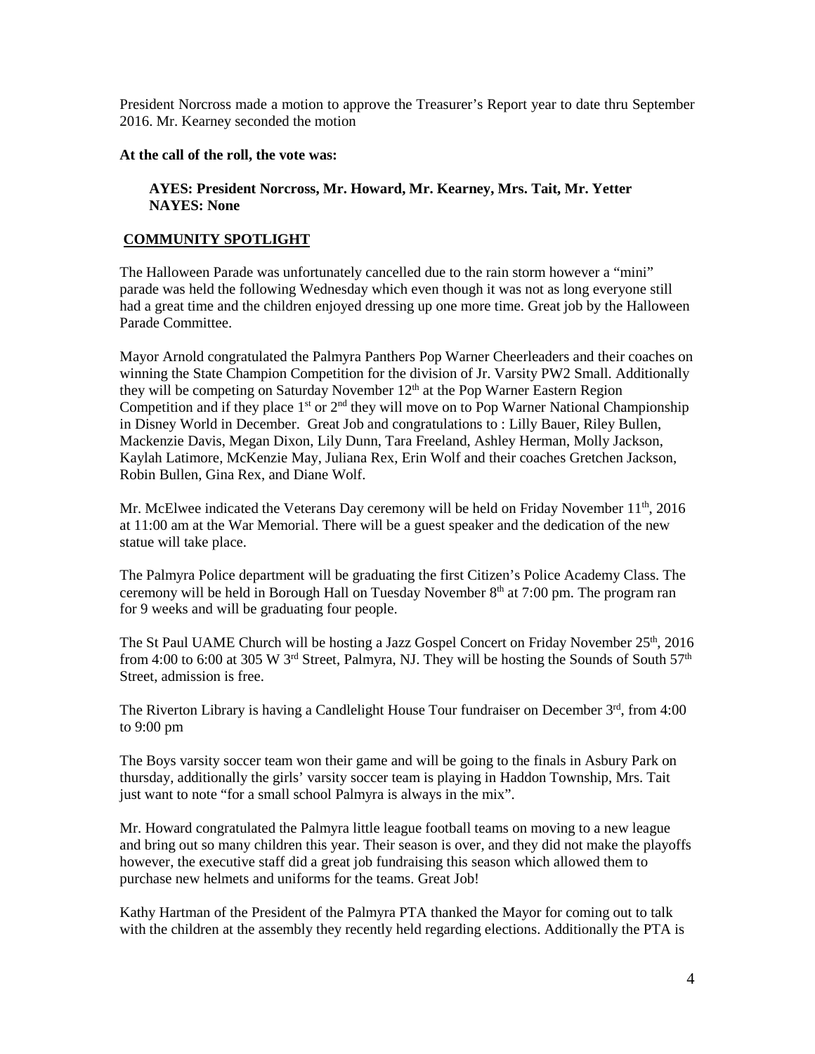President Norcross made a motion to approve the Treasurer's Report year to date thru September 2016. Mr. Kearney seconded the motion

**At the call of the roll, the vote was:**

**AYES: President Norcross, Mr. Howard, Mr. Kearney, Mrs. Tait, Mr. Yetter**
**NAYES: None**

## COMMUNITY SPOTLIGHT

The Halloween Parade was unfortunately cancelled due to the rain storm however a "mini" parade was held the following Wednesday which even though it was not as long everyone still had a great time and the children enjoyed dressing up one more time. Great job by the Halloween Parade Committee.

Mayor Arnold congratulated the Palmyra Panthers Pop Warner Cheerleaders and their coaches on winning the State Champion Competition for the division of Jr. Varsity PW2 Small. Additionally they will be competing on Saturday November 12th at the Pop Warner Eastern Region Competition and if they place 1st or 2nd they will move on to Pop Warner National Championship in Disney World in December. Great Job and congratulations to : Lilly Bauer, Riley Bullen, Mackenzie Davis, Megan Dixon, Lily Dunn, Tara Freeland, Ashley Herman, Molly Jackson, Kaylah Latimore, McKenzie May, Juliana Rex, Erin Wolf and their coaches Gretchen Jackson, Robin Bullen, Gina Rex, and Diane Wolf.

Mr. McElwee indicated the Veterans Day ceremony will be held on Friday November 11th, 2016 at 11:00 am at the War Memorial. There will be a guest speaker and the dedication of the new statue will take place.

The Palmyra Police department will be graduating the first Citizen's Police Academy Class. The ceremony will be held in Borough Hall on Tuesday November 8th at 7:00 pm. The program ran for 9 weeks and will be graduating four people.

The St Paul UAME Church will be hosting a Jazz Gospel Concert on Friday November 25th, 2016 from 4:00 to 6:00 at 305 W 3rd Street, Palmyra, NJ. They will be hosting the Sounds of South 57th Street, admission is free.

The Riverton Library is having a Candlelight House Tour fundraiser on December 3rd, from 4:00 to 9:00 pm

The Boys varsity soccer team won their game and will be going to the finals in Asbury Park on thursday, additionally the girls' varsity soccer team is playing in Haddon Township, Mrs. Tait just want to note "for a small school Palmyra is always in the mix".

Mr. Howard congratulated the Palmyra little league football teams on moving to a new league and bring out so many children this year. Their season is over, and they did not make the playoffs however, the executive staff did a great job fundraising this season which allowed them to purchase new helmets and uniforms for the teams. Great Job!

Kathy Hartman of the President of the Palmyra PTA thanked the Mayor for coming out to talk with the children at the assembly they recently held regarding elections. Additionally the PTA is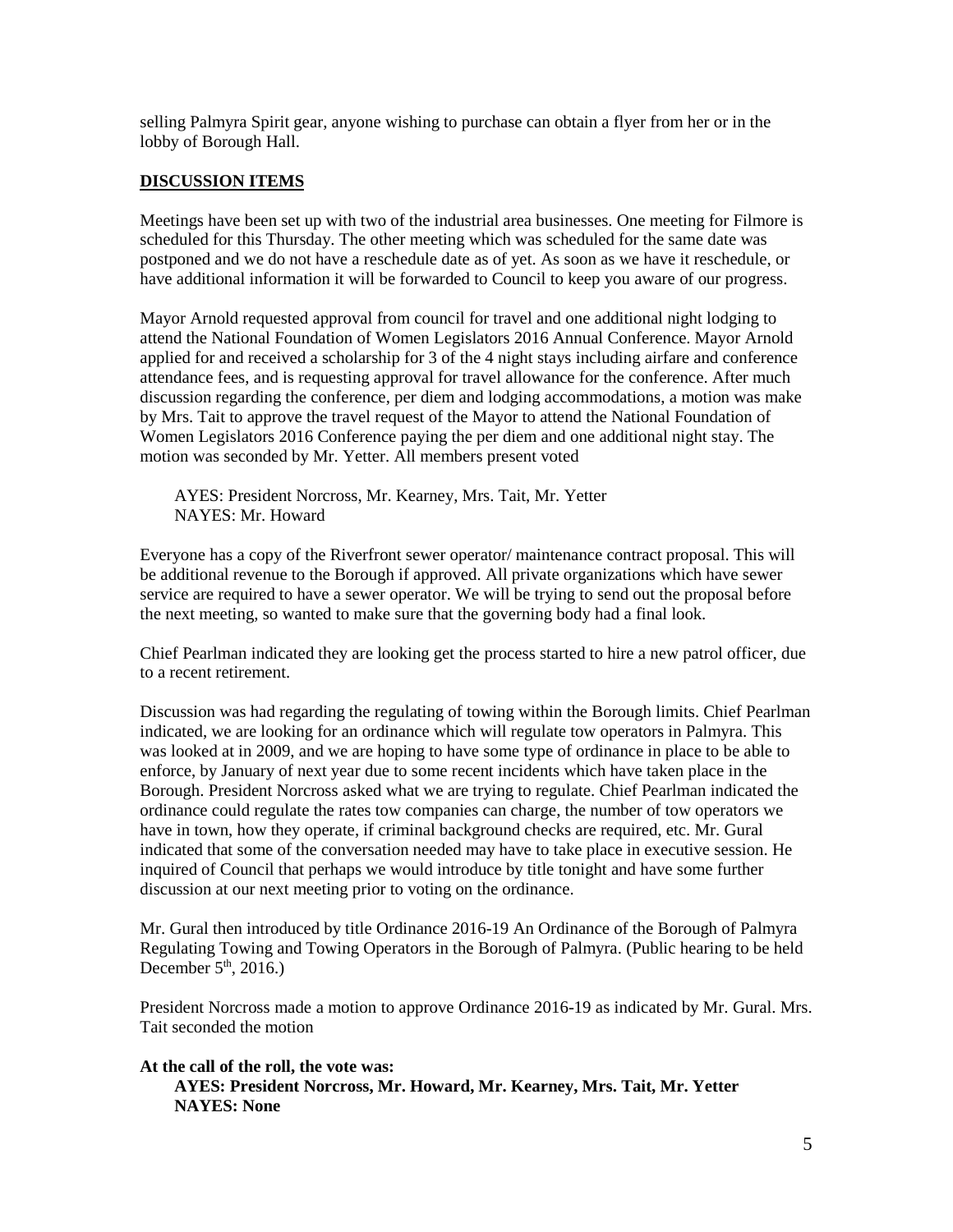selling Palmyra Spirit gear, anyone wishing to purchase can obtain a flyer from her or in the lobby of Borough Hall.

## DISCUSSION ITEMS

Meetings have been set up with two of the industrial area businesses. One meeting for Filmore is scheduled for this Thursday. The other meeting which was scheduled for the same date was postponed and we do not have a reschedule date as of yet. As soon as we have it reschedule, or have additional information it will be forwarded to Council to keep you aware of our progress.

Mayor Arnold requested approval from council for travel and one additional night lodging to attend the National Foundation of Women Legislators 2016 Annual Conference. Mayor Arnold applied for and received a scholarship for 3 of the 4 night stays including airfare and conference attendance fees, and is requesting approval for travel allowance for the conference. After much discussion regarding the conference, per diem and lodging accommodations, a motion was make by Mrs. Tait to approve the travel request of the Mayor to attend the National Foundation of Women Legislators 2016 Conference paying the per diem and one additional night stay. The motion was seconded by Mr. Yetter. All members present voted

AYES: President Norcross, Mr. Kearney, Mrs. Tait, Mr. Yetter
NAYES: Mr. Howard

Everyone has a copy of the Riverfront sewer operator/ maintenance contract proposal. This will be additional revenue to the Borough if approved. All private organizations which have sewer service are required to have a sewer operator. We will be trying to send out the proposal before the next meeting, so wanted to make sure that the governing body had a final look.

Chief Pearlman indicated they are looking get the process started to hire a new patrol officer, due to a recent retirement.

Discussion was had regarding the regulating of towing within the Borough limits. Chief Pearlman indicated, we are looking for an ordinance which will regulate tow operators in Palmyra. This was looked at in 2009, and we are hoping to have some type of ordinance in place to be able to enforce, by January of next year due to some recent incidents which have taken place in the Borough. President Norcross asked what we are trying to regulate. Chief Pearlman indicated the ordinance could regulate the rates tow companies can charge, the number of tow operators we have in town, how they operate, if criminal background checks are required, etc. Mr. Gural indicated that some of the conversation needed may have to take place in executive session. He inquired of Council that perhaps we would introduce by title tonight and have some further discussion at our next meeting prior to voting on the ordinance.

Mr. Gural then introduced by title Ordinance 2016-19 An Ordinance of the Borough of Palmyra Regulating Towing and Towing Operators in the Borough of Palmyra. (Public hearing to be held December 5th, 2016.)

President Norcross made a motion to approve Ordinance 2016-19 as indicated by Mr. Gural. Mrs. Tait seconded the motion

**At the call of the roll, the vote was:**
**AYES: President Norcross, Mr. Howard, Mr. Kearney, Mrs. Tait, Mr. Yetter**
**NAYES: None**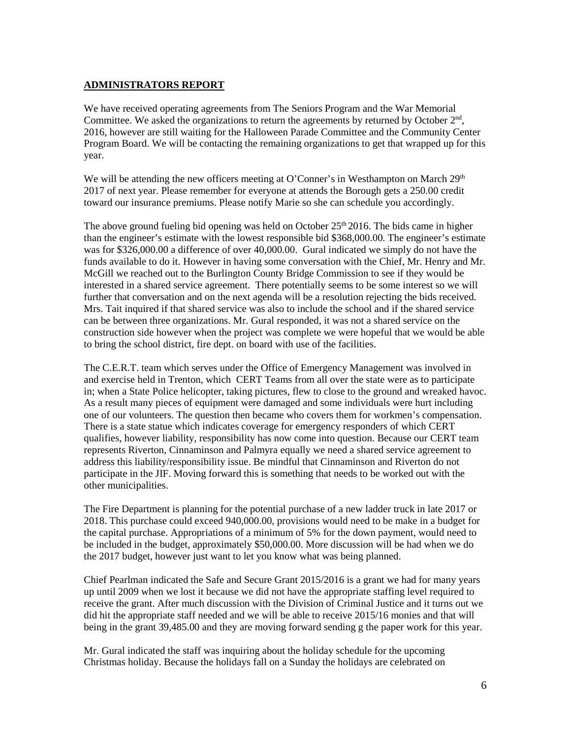## ADMINISTRATORS REPORT

We have received operating agreements from The Seniors Program and the War Memorial Committee. We asked the organizations to return the agreements by returned by October 2nd, 2016, however are still waiting for the Halloween Parade Committee and the Community Center Program Board. We will be contacting the remaining organizations to get that wrapped up for this year.

We will be attending the new officers meeting at O'Conner's in Westhampton on March 29th 2017 of next year. Please remember for everyone at attends the Borough gets a 250.00 credit toward our insurance premiums. Please notify Marie so she can schedule you accordingly.

The above ground fueling bid opening was held on October 25th 2016. The bids came in higher than the engineer's estimate with the lowest responsible bid $368,000.00. The engineer's estimate was for $326,000.00 a difference of over 40,000.00. Gural indicated we simply do not have the funds available to do it. However in having some conversation with the Chief, Mr. Henry and Mr. McGill we reached out to the Burlington County Bridge Commission to see if they would be interested in a shared service agreement. There potentially seems to be some interest so we will further that conversation and on the next agenda will be a resolution rejecting the bids received. Mrs. Tait inquired if that shared service was also to include the school and if the shared service can be between three organizations. Mr. Gural responded, it was not a shared service on the construction side however when the project was complete we were hopeful that we would be able to bring the school district, fire dept. on board with use of the facilities.

The C.E.R.T. team which serves under the Office of Emergency Management was involved in and exercise held in Trenton, which CERT Teams from all over the state were as to participate in; when a State Police helicopter, taking pictures, flew to close to the ground and wreaked havoc. As a result many pieces of equipment were damaged and some individuals were hurt including one of our volunteers. The question then became who covers them for workmen's compensation. There is a state statue which indicates coverage for emergency responders of which CERT qualifies, however liability, responsibility has now come into question. Because our CERT team represents Riverton, Cinnaminson and Palmyra equally we need a shared service agreement to address this liability/responsibility issue. Be mindful that Cinnaminson and Riverton do not participate in the JIF. Moving forward this is something that needs to be worked out with the other municipalities.

The Fire Department is planning for the potential purchase of a new ladder truck in late 2017 or 2018. This purchase could exceed 940,000.00, provisions would need to be make in a budget for the capital purchase. Appropriations of a minimum of 5% for the down payment, would need to be included in the budget, approximately $50,000.00. More discussion will be had when we do the 2017 budget, however just want to let you know what was being planned.

Chief Pearlman indicated the Safe and Secure Grant 2015/2016 is a grant we had for many years up until 2009 when we lost it because we did not have the appropriate staffing level required to receive the grant. After much discussion with the Division of Criminal Justice and it turns out we did hit the appropriate staff needed and we will be able to receive 2015/16 monies and that will being in the grant 39,485.00 and they are moving forward sending g the paper work for this year.

Mr. Gural indicated the staff was inquiring about the holiday schedule for the upcoming Christmas holiday. Because the holidays fall on a Sunday the holidays are celebrated on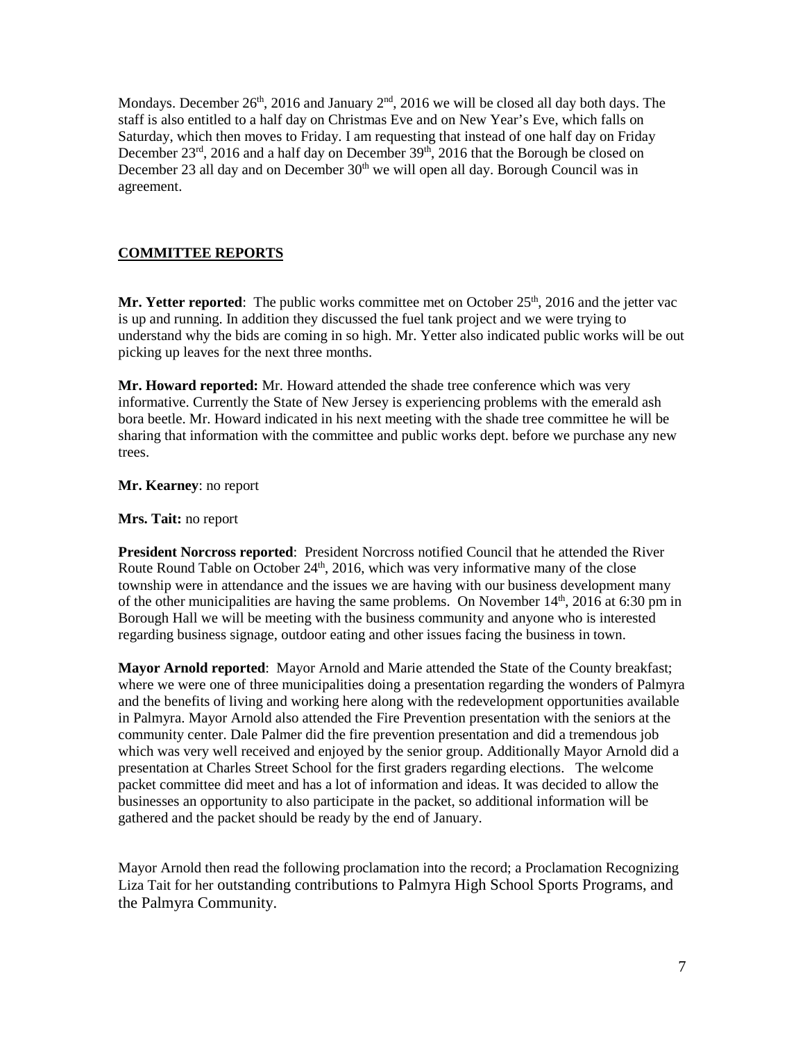Mondays. December 26th, 2016 and January 2nd, 2016 we will be closed all day both days. The staff is also entitled to a half day on Christmas Eve and on New Year's Eve, which falls on Saturday, which then moves to Friday. I am requesting that instead of one half day on Friday December 23rd, 2016 and a half day on December 39th, 2016 that the Borough be closed on December 23 all day and on December 30th we will open all day. Borough Council was in agreement.

## COMMITTEE REPORTS

**Mr. Yetter reported**: The public works committee met on October 25th, 2016 and the jetter vac is up and running. In addition they discussed the fuel tank project and we were trying to understand why the bids are coming in so high. Mr. Yetter also indicated public works will be out picking up leaves for the next three months.

**Mr. Howard reported:** Mr. Howard attended the shade tree conference which was very informative. Currently the State of New Jersey is experiencing problems with the emerald ash bora beetle. Mr. Howard indicated in his next meeting with the shade tree committee he will be sharing that information with the committee and public works dept. before we purchase any new trees.

**Mr. Kearney**: no report

**Mrs. Tait:** no report

**President Norcross reported**: President Norcross notified Council that he attended the River Route Round Table on October 24th, 2016, which was very informative many of the close township were in attendance and the issues we are having with our business development many of the other municipalities are having the same problems. On November 14th, 2016 at 6:30 pm in Borough Hall we will be meeting with the business community and anyone who is interested regarding business signage, outdoor eating and other issues facing the business in town.

**Mayor Arnold reported**: Mayor Arnold and Marie attended the State of the County breakfast; where we were one of three municipalities doing a presentation regarding the wonders of Palmyra and the benefits of living and working here along with the redevelopment opportunities available in Palmyra. Mayor Arnold also attended the Fire Prevention presentation with the seniors at the community center. Dale Palmer did the fire prevention presentation and did a tremendous job which was very well received and enjoyed by the senior group. Additionally Mayor Arnold did a presentation at Charles Street School for the first graders regarding elections. The welcome packet committee did meet and has a lot of information and ideas. It was decided to allow the businesses an opportunity to also participate in the packet, so additional information will be gathered and the packet should be ready by the end of January.

Mayor Arnold then read the following proclamation into the record; a Proclamation Recognizing Liza Tait for her outstanding contributions to Palmyra High School Sports Programs, and the Palmyra Community.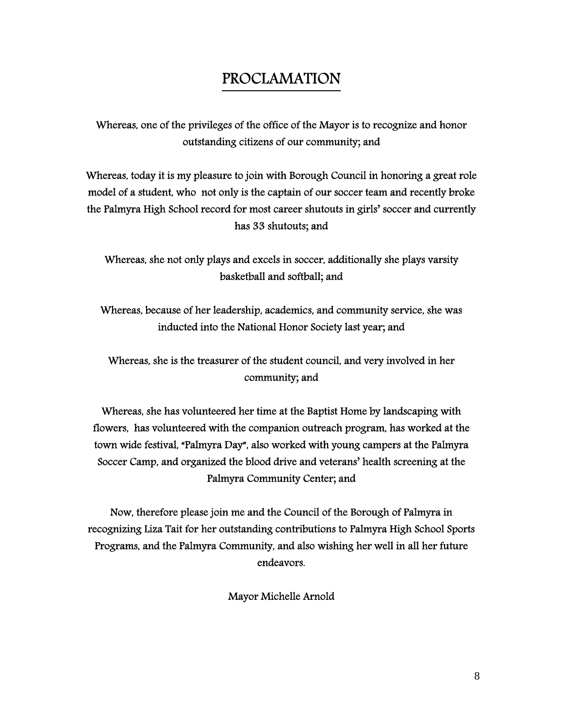# PROCLAMATION

Whereas, one of the privileges of the office of the Mayor is to recognize and honor outstanding citizens of our community; and

Whereas, today it is my pleasure to join with Borough Council in honoring a great role model of a student, who not only is the captain of our soccer team and recently broke the Palmyra High School record for most career shutouts in girls' soccer and currently has 33 shutouts; and

Whereas, she not only plays and excels in soccer, additionally she plays varsity basketball and softball; and

Whereas, because of her leadership, academics, and community service, she was inducted into the National Honor Society last year; and

Whereas, she is the treasurer of the student council, and very involved in her community; and

Whereas, she has volunteered her time at the Baptist Home by landscaping with flowers, has volunteered with the companion outreach program, has worked at the town wide festival, "Palmyra Day", also worked with young campers at the Palmyra Soccer Camp, and organized the blood drive and veterans' health screening at the Palmyra Community Center; and

Now, therefore please join me and the Council of the Borough of Palmyra in recognizing Liza Tait for her outstanding contributions to Palmyra High School Sports Programs, and the Palmyra Community, and also wishing her well in all her future endeavors.

Mayor Michelle Arnold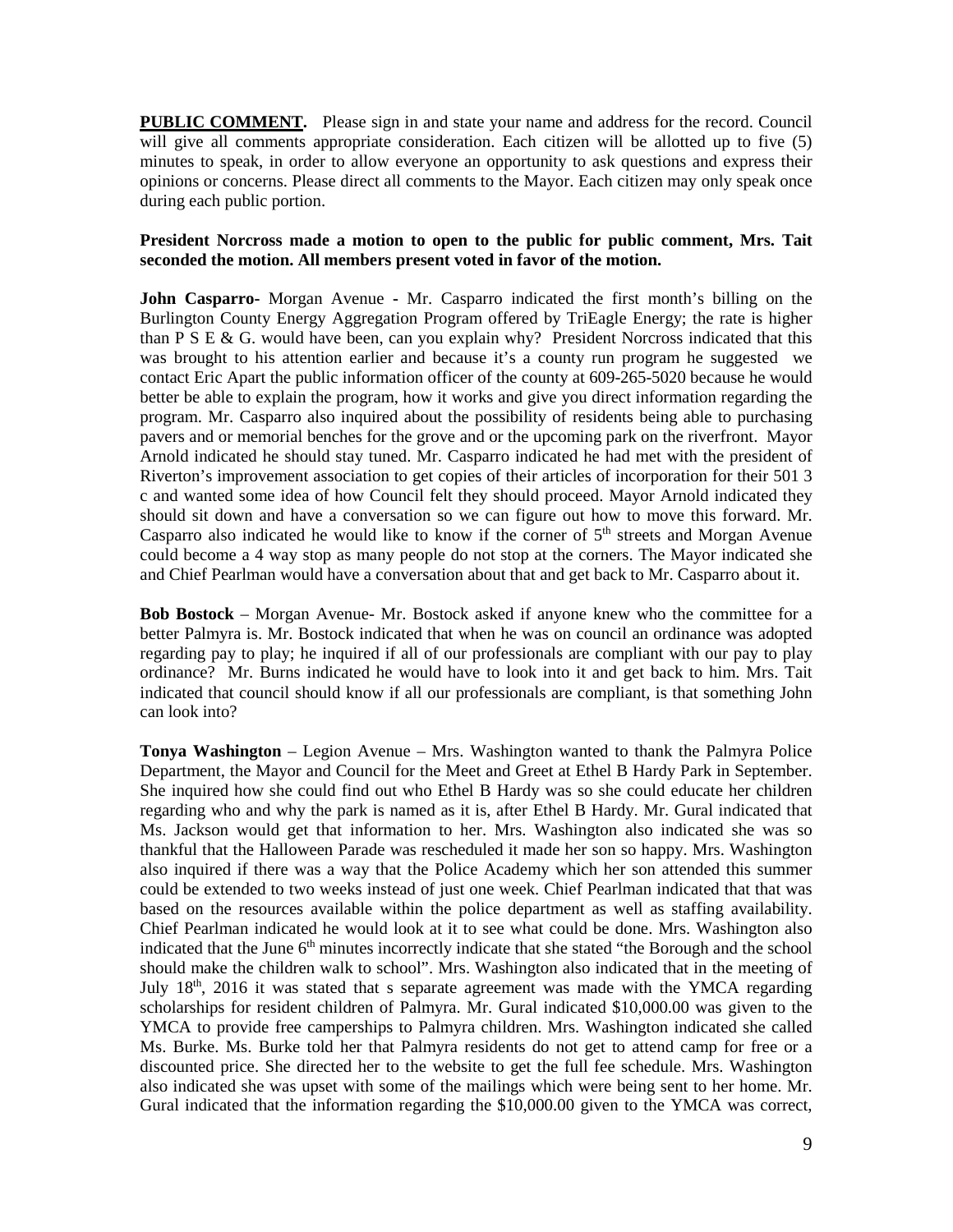**PUBLIC COMMENT.** Please sign in and state your name and address for the record. Council will give all comments appropriate consideration. Each citizen will be allotted up to five (5) minutes to speak, in order to allow everyone an opportunity to ask questions and express their opinions or concerns. Please direct all comments to the Mayor. Each citizen may only speak once during each public portion.

**President Norcross made a motion to open to the public for public comment, Mrs. Tait seconded the motion. All members present voted in favor of the motion.**

**John Casparro-** Morgan Avenue **-** Mr. Casparro indicated the first month's billing on the Burlington County Energy Aggregation Program offered by TriEagle Energy; the rate is higher than P S E & G. would have been, can you explain why? President Norcross indicated that this was brought to his attention earlier and because it's a county run program he suggested we contact Eric Apart the public information officer of the county at 609-265-5020 because he would better be able to explain the program, how it works and give you direct information regarding the program. Mr. Casparro also inquired about the possibility of residents being able to purchasing pavers and or memorial benches for the grove and or the upcoming park on the riverfront. Mayor Arnold indicated he should stay tuned. Mr. Casparro indicated he had met with the president of Riverton's improvement association to get copies of their articles of incorporation for their 501 3 c and wanted some idea of how Council felt they should proceed. Mayor Arnold indicated they should sit down and have a conversation so we can figure out how to move this forward. Mr. Casparro also indicated he would like to know if the corner of 5th streets and Morgan Avenue could become a 4 way stop as many people do not stop at the corners. The Mayor indicated she and Chief Pearlman would have a conversation about that and get back to Mr. Casparro about it.

**Bob Bostock** – Morgan Avenue- Mr. Bostock asked if anyone knew who the committee for a better Palmyra is. Mr. Bostock indicated that when he was on council an ordinance was adopted regarding pay to play; he inquired if all of our professionals are compliant with our pay to play ordinance? Mr. Burns indicated he would have to look into it and get back to him. Mrs. Tait indicated that council should know if all our professionals are compliant, is that something John can look into?

**Tonya Washington** – Legion Avenue – Mrs. Washington wanted to thank the Palmyra Police Department, the Mayor and Council for the Meet and Greet at Ethel B Hardy Park in September. She inquired how she could find out who Ethel B Hardy was so she could educate her children regarding who and why the park is named as it is, after Ethel B Hardy. Mr. Gural indicated that Ms. Jackson would get that information to her. Mrs. Washington also indicated she was so thankful that the Halloween Parade was rescheduled it made her son so happy. Mrs. Washington also inquired if there was a way that the Police Academy which her son attended this summer could be extended to two weeks instead of just one week. Chief Pearlman indicated that that was based on the resources available within the police department as well as staffing availability. Chief Pearlman indicated he would look at it to see what could be done. Mrs. Washington also indicated that the June 6th minutes incorrectly indicate that she stated "the Borough and the school should make the children walk to school". Mrs. Washington also indicated that in the meeting of July 18th, 2016 it was stated that s separate agreement was made with the YMCA regarding scholarships for resident children of Palmyra. Mr. Gural indicated $10,000.00 was given to the YMCA to provide free camperships to Palmyra children. Mrs. Washington indicated she called Ms. Burke. Ms. Burke told her that Palmyra residents do not get to attend camp for free or a discounted price. She directed her to the website to get the full fee schedule. Mrs. Washington also indicated she was upset with some of the mailings which were being sent to her home. Mr. Gural indicated that the information regarding the $10,000.00 given to the YMCA was correct,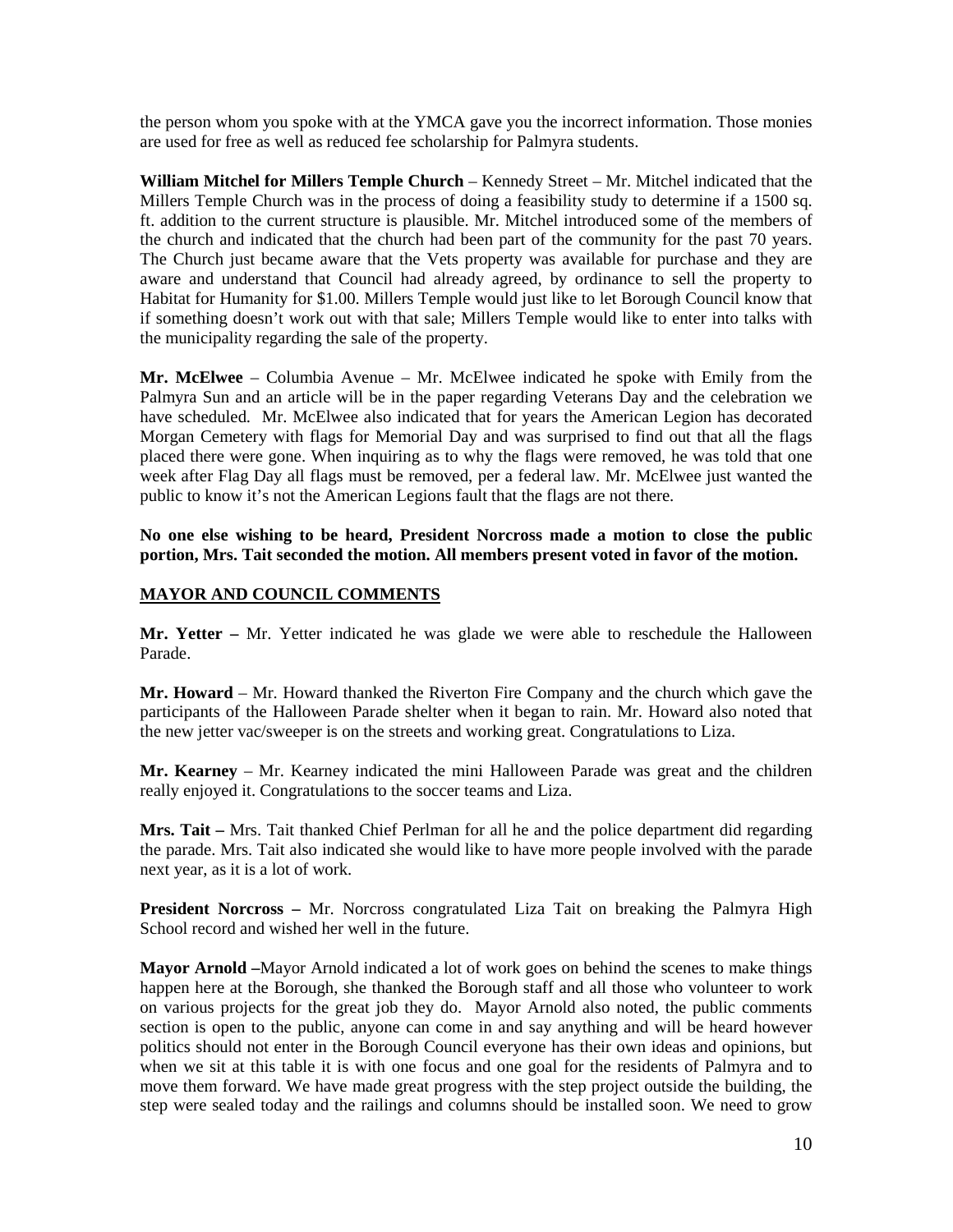the person whom you spoke with at the YMCA gave you the incorrect information. Those monies are used for free as well as reduced fee scholarship for Palmyra students.

**William Mitchel for Millers Temple Church** – Kennedy Street – Mr. Mitchel indicated that the Millers Temple Church was in the process of doing a feasibility study to determine if a 1500 sq. ft. addition to the current structure is plausible. Mr. Mitchel introduced some of the members of the church and indicated that the church had been part of the community for the past 70 years. The Church just became aware that the Vets property was available for purchase and they are aware and understand that Council had already agreed, by ordinance to sell the property to Habitat for Humanity for $1.00. Millers Temple would just like to let Borough Council know that if something doesn't work out with that sale; Millers Temple would like to enter into talks with the municipality regarding the sale of the property.

**Mr. McElwee** – Columbia Avenue – Mr. McElwee indicated he spoke with Emily from the Palmyra Sun and an article will be in the paper regarding Veterans Day and the celebration we have scheduled. Mr. McElwee also indicated that for years the American Legion has decorated Morgan Cemetery with flags for Memorial Day and was surprised to find out that all the flags placed there were gone. When inquiring as to why the flags were removed, he was told that one week after Flag Day all flags must be removed, per a federal law. Mr. McElwee just wanted the public to know it's not the American Legions fault that the flags are not there.

**No one else wishing to be heard, President Norcross made a motion to close the public portion, Mrs. Tait seconded the motion. All members present voted in favor of the motion.**

## MAYOR AND COUNCIL COMMENTS

**Mr. Yetter –** Mr. Yetter indicated he was glade we were able to reschedule the Halloween Parade.

**Mr. Howard** – Mr. Howard thanked the Riverton Fire Company and the church which gave the participants of the Halloween Parade shelter when it began to rain. Mr. Howard also noted that the new jetter vac/sweeper is on the streets and working great. Congratulations to Liza.

**Mr. Kearney** – Mr. Kearney indicated the mini Halloween Parade was great and the children really enjoyed it. Congratulations to the soccer teams and Liza.

**Mrs. Tait –** Mrs. Tait thanked Chief Perlman for all he and the police department did regarding the parade. Mrs. Tait also indicated she would like to have more people involved with the parade next year, as it is a lot of work.

**President Norcross –** Mr. Norcross congratulated Liza Tait on breaking the Palmyra High School record and wished her well in the future.

**Mayor Arnold –**Mayor Arnold indicated a lot of work goes on behind the scenes to make things happen here at the Borough, she thanked the Borough staff and all those who volunteer to work on various projects for the great job they do. Mayor Arnold also noted, the public comments section is open to the public, anyone can come in and say anything and will be heard however politics should not enter in the Borough Council everyone has their own ideas and opinions, but when we sit at this table it is with one focus and one goal for the residents of Palmyra and to move them forward. We have made great progress with the step project outside the building, the step were sealed today and the railings and columns should be installed soon. We need to grow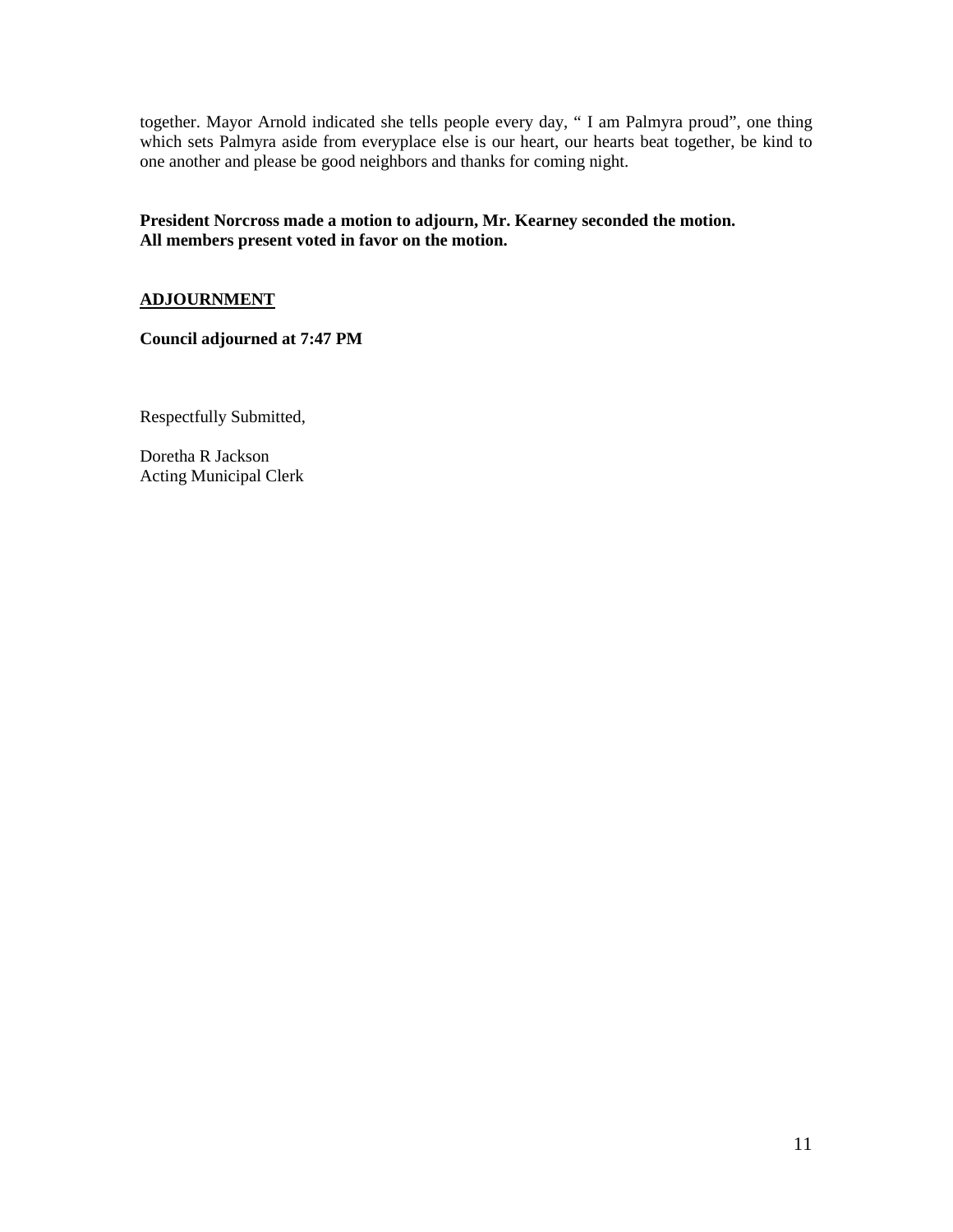together. Mayor Arnold indicated she tells people every day, " I am Palmyra proud", one thing which sets Palmyra aside from everyplace else is our heart, our hearts beat together, be kind to one another and please be good neighbors and thanks for coming night.

**President Norcross made a motion to adjourn, Mr. Kearney seconded the motion.**
**All members present voted in favor on the motion.**

## ADJOURNMENT

**Council adjourned at 7:47 PM**

Respectfully Submitted,

Doretha R Jackson
Acting Municipal Clerk